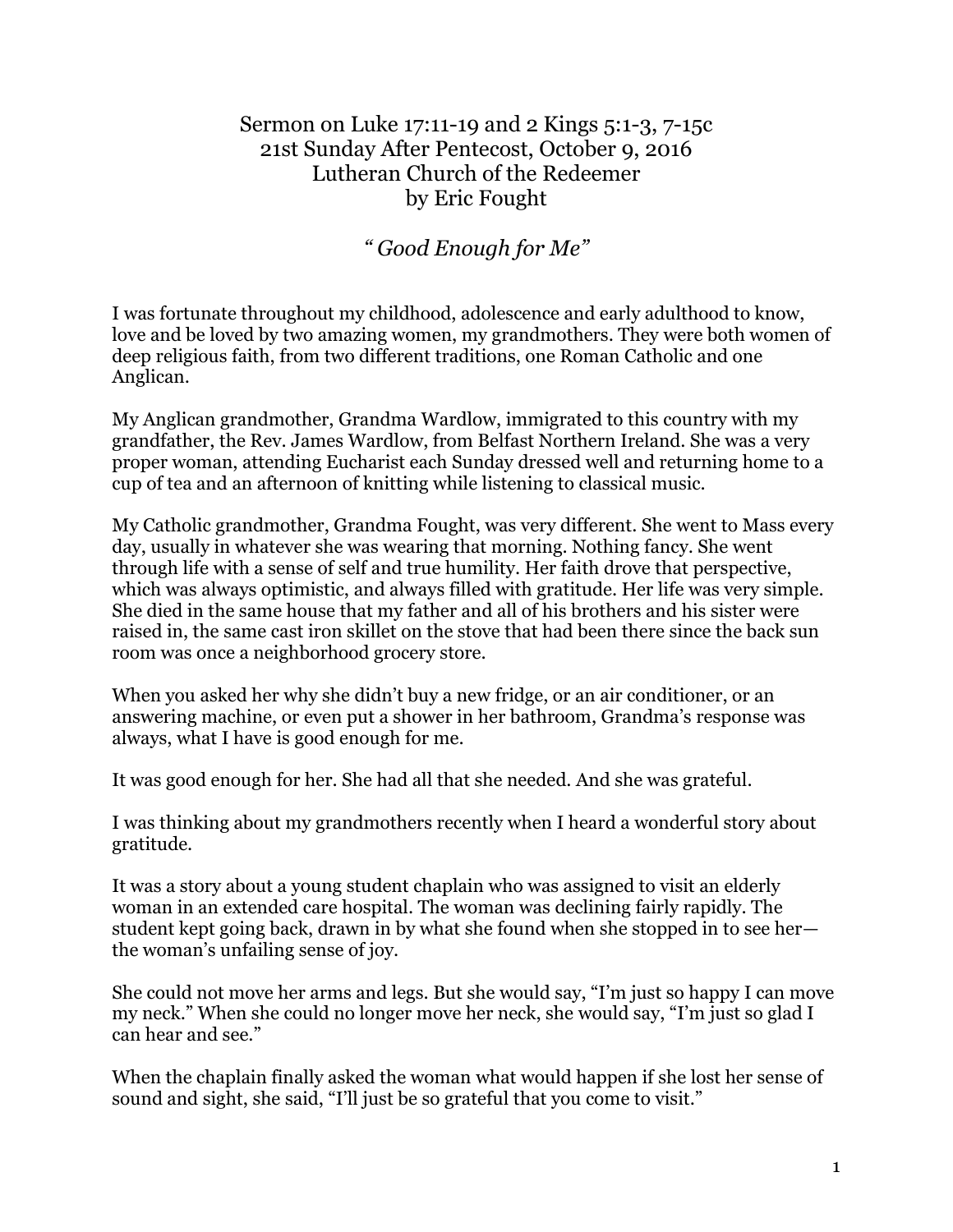# Sermon on Luke 17:11-19 and 2 Kings 5:1-3, 7-15c
## 21st Sunday After Pentecost, October 9, 2016
## Lutheran Church of the Redeemer
## by Eric Fought

### *" Good Enough for Me"*

I was fortunate throughout my childhood, adolescence and early adulthood to know, love and be loved by two amazing women, my grandmothers. They were both women of deep religious faith, from two different traditions, one Roman Catholic and one Anglican.

My Anglican grandmother, Grandma Wardlow, immigrated to this country with my grandfather, the Rev. James Wardlow, from Belfast Northern Ireland. She was a very proper woman, attending Eucharist each Sunday dressed well and returning home to a cup of tea and an afternoon of knitting while listening to classical music.

My Catholic grandmother, Grandma Fought, was very different. She went to Mass every day, usually in whatever she was wearing that morning. Nothing fancy. She went through life with a sense of self and true humility. Her faith drove that perspective, which was always optimistic, and always filled with gratitude. Her life was very simple. She died in the same house that my father and all of his brothers and his sister were raised in, the same cast iron skillet on the stove that had been there since the back sun room was once a neighborhood grocery store.

When you asked her why she didn't buy a new fridge, or an air conditioner, or an answering machine, or even put a shower in her bathroom, Grandma's response was always, what I have is good enough for me.

It was good enough for her. She had all that she needed. And she was grateful.

I was thinking about my grandmothers recently when I heard a wonderful story about gratitude.

It was a story about a young student chaplain who was assigned to visit an elderly woman in an extended care hospital. The woman was declining fairly rapidly. The student kept going back, drawn in by what she found when she stopped in to see her— the woman's unfailing sense of joy.

She could not move her arms and legs. But she would say, "I'm just so happy I can move my neck." When she could no longer move her neck, she would say, "I'm just so glad I can hear and see."

When the chaplain finally asked the woman what would happen if she lost her sense of sound and sight, she said, "I'll just be so grateful that you come to visit."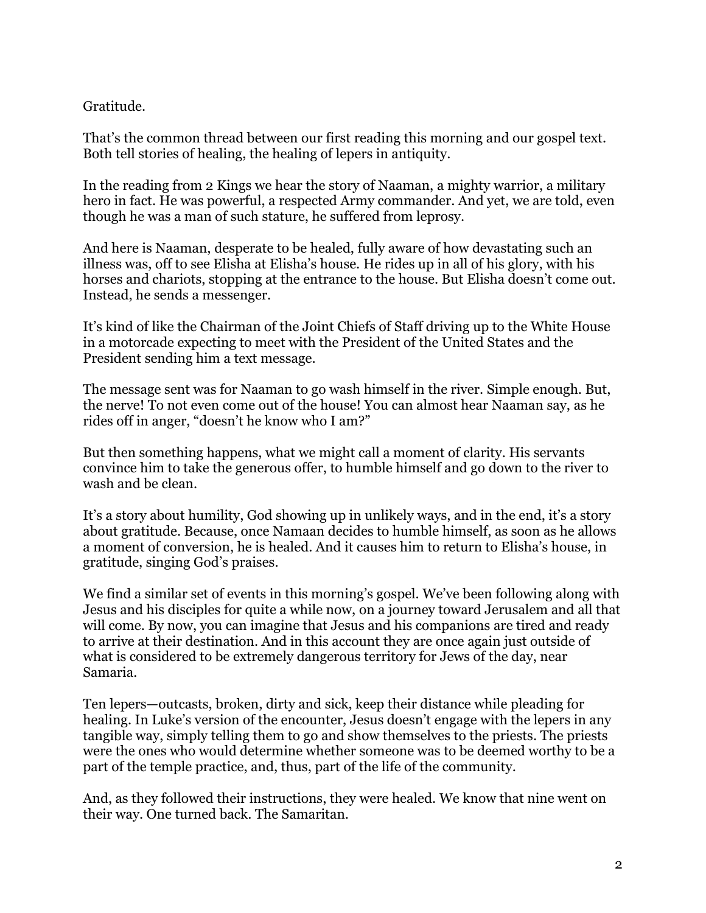Gratitude.

That's the common thread between our first reading this morning and our gospel text. Both tell stories of healing, the healing of lepers in antiquity.

In the reading from 2 Kings we hear the story of Naaman, a mighty warrior, a military hero in fact. He was powerful, a respected Army commander. And yet, we are told, even though he was a man of such stature, he suffered from leprosy.

And here is Naaman, desperate to be healed, fully aware of how devastating such an illness was, off to see Elisha at Elisha's house. He rides up in all of his glory, with his horses and chariots, stopping at the entrance to the house. But Elisha doesn't come out. Instead, he sends a messenger.

It's kind of like the Chairman of the Joint Chiefs of Staff driving up to the White House in a motorcade expecting to meet with the President of the United States and the President sending him a text message.

The message sent was for Naaman to go wash himself in the river. Simple enough. But, the nerve! To not even come out of the house! You can almost hear Naaman say, as he rides off in anger, "doesn't he know who I am?"

But then something happens, what we might call a moment of clarity. His servants convince him to take the generous offer, to humble himself and go down to the river to wash and be clean.

It's a story about humility, God showing up in unlikely ways, and in the end, it's a story about gratitude. Because, once Namaan decides to humble himself, as soon as he allows a moment of conversion, he is healed. And it causes him to return to Elisha's house, in gratitude, singing God's praises.

We find a similar set of events in this morning's gospel. We've been following along with Jesus and his disciples for quite a while now, on a journey toward Jerusalem and all that will come. By now, you can imagine that Jesus and his companions are tired and ready to arrive at their destination. And in this account they are once again just outside of what is considered to be extremely dangerous territory for Jews of the day, near Samaria.

Ten lepers—outcasts, broken, dirty and sick, keep their distance while pleading for healing. In Luke's version of the encounter, Jesus doesn't engage with the lepers in any tangible way, simply telling them to go and show themselves to the priests. The priests were the ones who would determine whether someone was to be deemed worthy to be a part of the temple practice, and, thus, part of the life of the community.

And, as they followed their instructions, they were healed. We know that nine went on their way. One turned back. The Samaritan.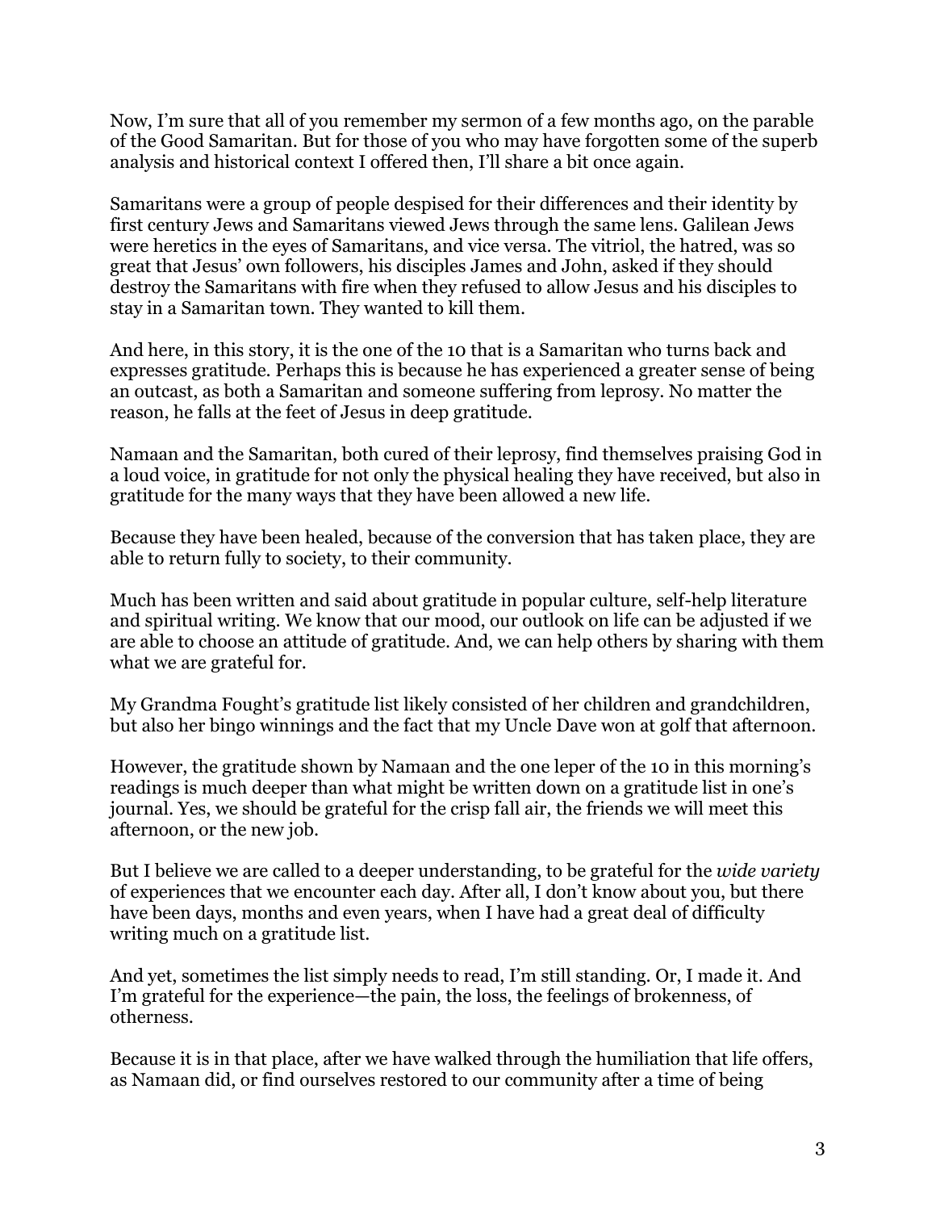Now, I'm sure that all of you remember my sermon of a few months ago, on the parable of the Good Samaritan. But for those of you who may have forgotten some of the superb analysis and historical context I offered then, I'll share a bit once again.

Samaritans were a group of people despised for their differences and their identity by first century Jews and Samaritans viewed Jews through the same lens. Galilean Jews were heretics in the eyes of Samaritans, and vice versa. The vitriol, the hatred, was so great that Jesus' own followers, his disciples James and John, asked if they should destroy the Samaritans with fire when they refused to allow Jesus and his disciples to stay in a Samaritan town. They wanted to kill them.

And here, in this story, it is the one of the 10 that is a Samaritan who turns back and expresses gratitude. Perhaps this is because he has experienced a greater sense of being an outcast, as both a Samaritan and someone suffering from leprosy. No matter the reason, he falls at the feet of Jesus in deep gratitude.

Namaan and the Samaritan, both cured of their leprosy, find themselves praising God in a loud voice, in gratitude for not only the physical healing they have received, but also in gratitude for the many ways that they have been allowed a new life.

Because they have been healed, because of the conversion that has taken place, they are able to return fully to society, to their community.

Much has been written and said about gratitude in popular culture, self-help literature and spiritual writing. We know that our mood, our outlook on life can be adjusted if we are able to choose an attitude of gratitude. And, we can help others by sharing with them what we are grateful for.

My Grandma Fought's gratitude list likely consisted of her children and grandchildren, but also her bingo winnings and the fact that my Uncle Dave won at golf that afternoon.

However, the gratitude shown by Namaan and the one leper of the 10 in this morning's readings is much deeper than what might be written down on a gratitude list in one's journal. Yes, we should be grateful for the crisp fall air, the friends we will meet this afternoon, or the new job.

But I believe we are called to a deeper understanding, to be grateful for the *wide variety* of experiences that we encounter each day. After all, I don't know about you, but there have been days, months and even years, when I have had a great deal of difficulty writing much on a gratitude list.

And yet, sometimes the list simply needs to read, I'm still standing. Or, I made it. And I'm grateful for the experience—the pain, the loss, the feelings of brokenness, of otherness.

Because it is in that place, after we have walked through the humiliation that life offers, as Namaan did, or find ourselves restored to our community after a time of being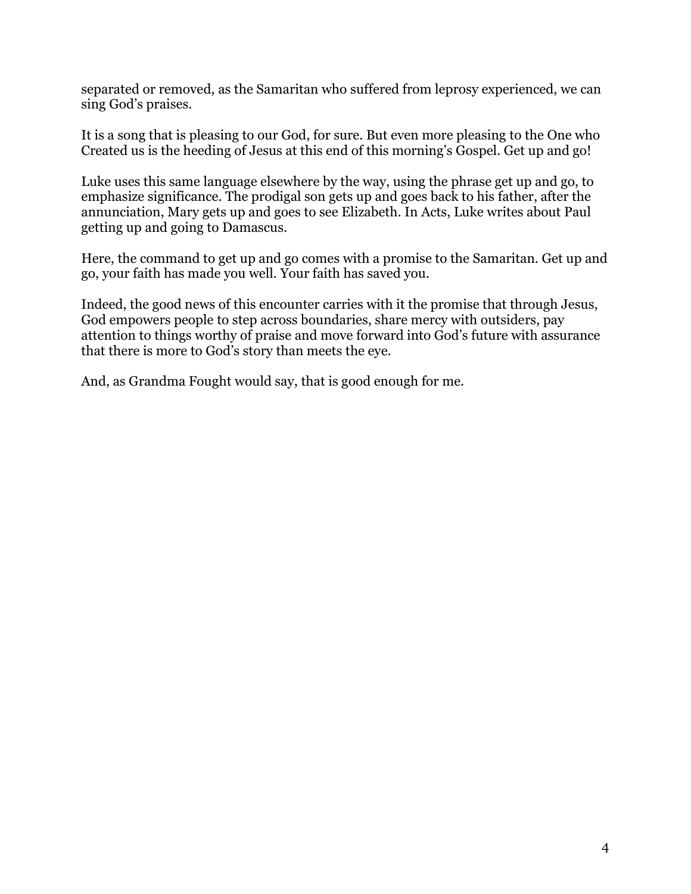separated or removed, as the Samaritan who suffered from leprosy experienced, we can sing God's praises.

It is a song that is pleasing to our God, for sure. But even more pleasing to the One who Created us is the heeding of Jesus at this end of this morning's Gospel. Get up and go!

Luke uses this same language elsewhere by the way, using the phrase get up and go, to emphasize significance. The prodigal son gets up and goes back to his father, after the annunciation, Mary gets up and goes to see Elizabeth. In Acts, Luke writes about Paul getting up and going to Damascus.

Here, the command to get up and go comes with a promise to the Samaritan. Get up and go, your faith has made you well. Your faith has saved you.

Indeed, the good news of this encounter carries with it the promise that through Jesus, God empowers people to step across boundaries, share mercy with outsiders, pay attention to things worthy of praise and move forward into God's future with assurance that there is more to God's story than meets the eye.

And, as Grandma Fought would say, that is good enough for me.